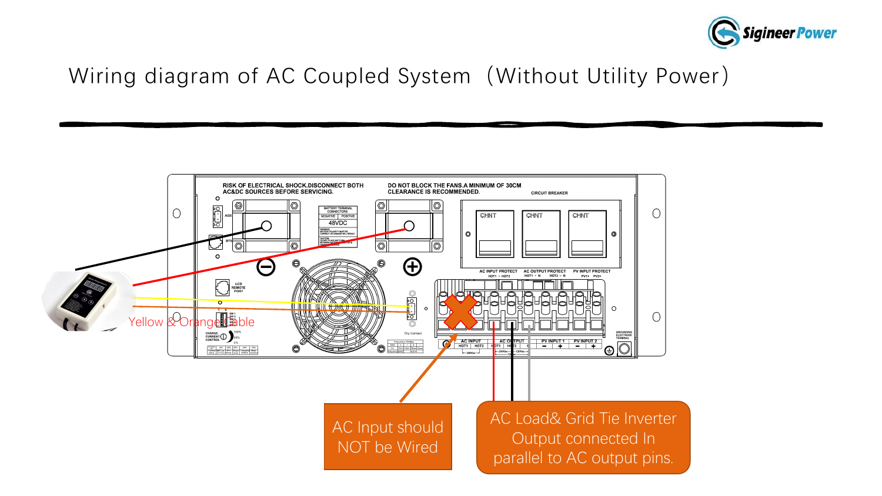# Wiring diagram of AC Coupled System（Without Utility Power）

Yellow & Orange Cable

AC Input should NOT be Wired

AC Load& Grid Tie Inverter Output connected In parallel to AC output pins.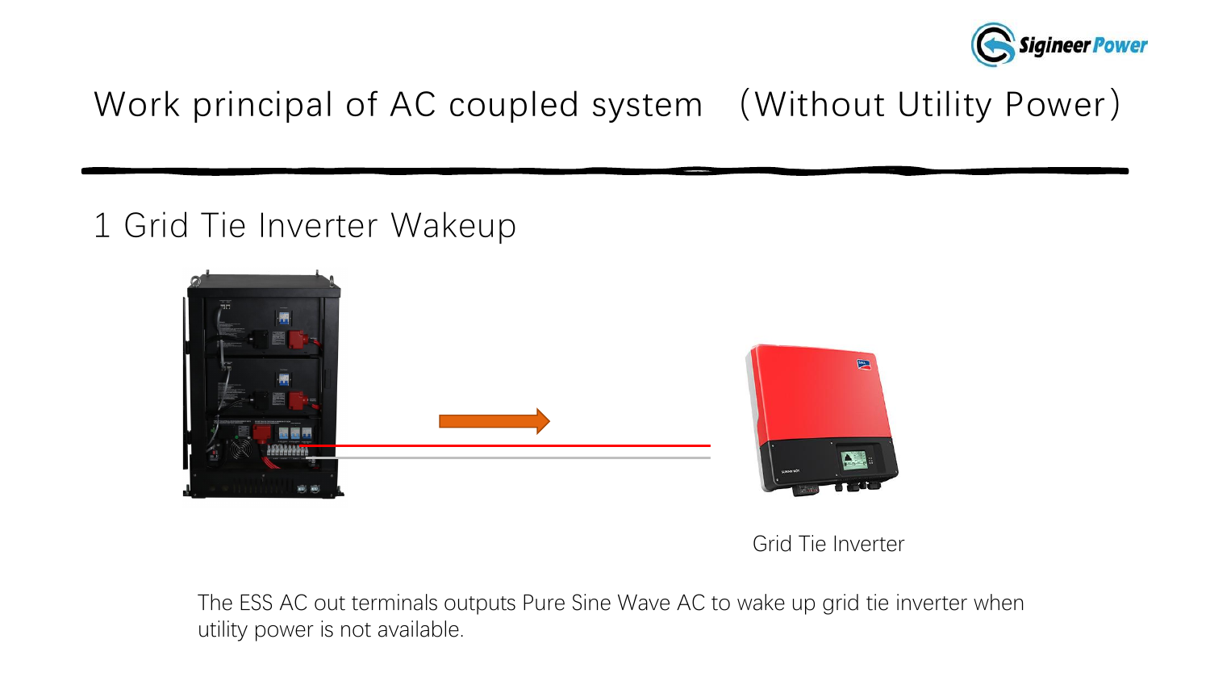# Work principal of AC coupled system （Without Utility Power）

## 1 Grid Tie Inverter Wakeup

Grid Tie Inverter

The ESS AC out terminals outputs Pure Sine Wave AC to wake up grid tie inverter when utility power is not available.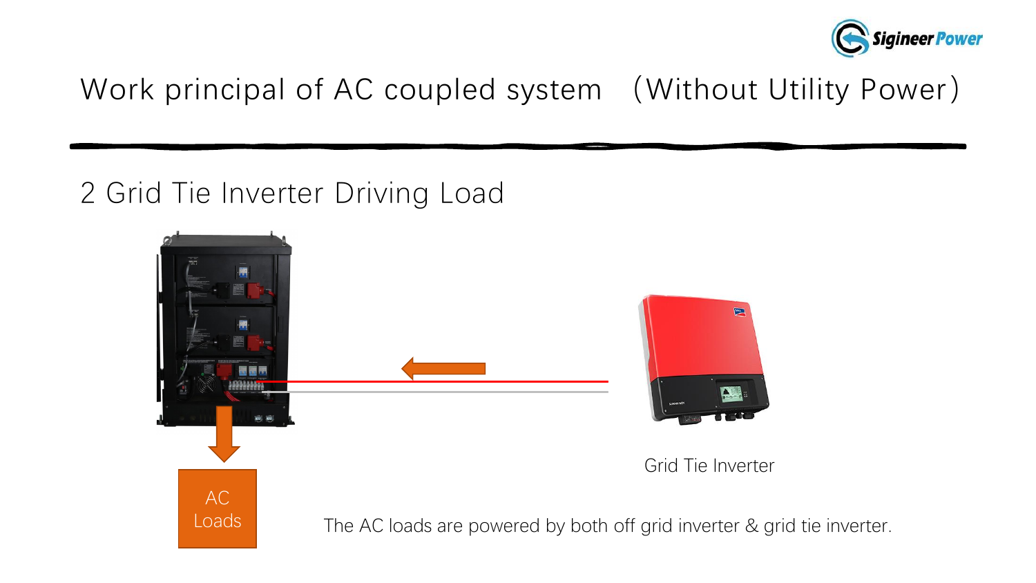# Work principal of AC coupled system （Without Utility Power）

## 2 Grid Tie Inverter Driving Load

AC Loads

Grid Tie Inverter

The AC loads are powered by both off grid inverter & grid tie inverter.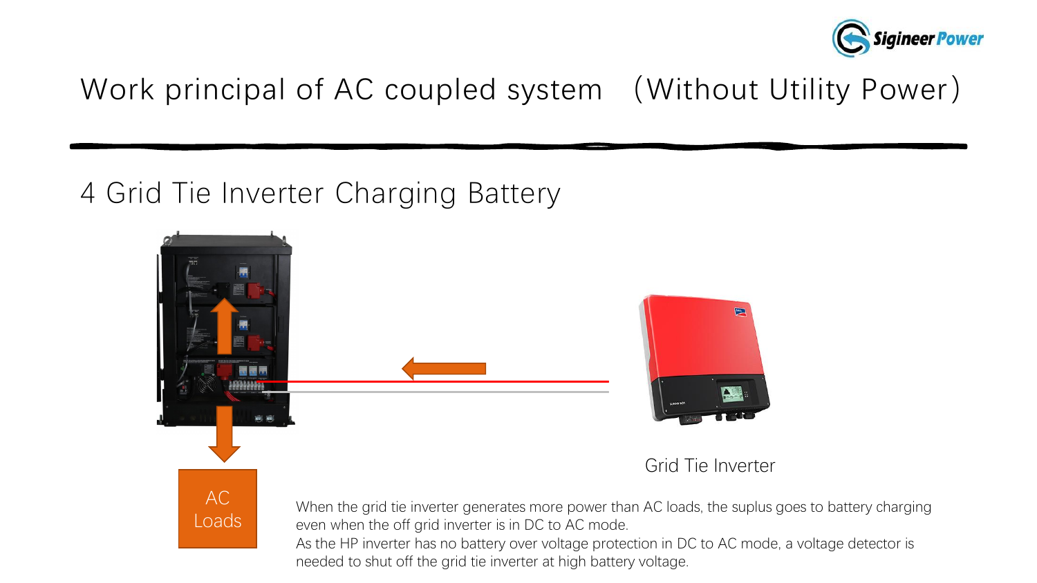# Work principal of AC coupled system (Without Utility Power)

## 4 Grid Tie Inverter Charging Battery

AC Loads

Grid Tie Inverter

When the grid tie inverter generates more power than AC loads, the suplus goes to battery charging even when the off grid inverter is in DC to AC mode.
As the HP inverter has no battery over voltage protection in DC to AC mode, a voltage detector is needed to shut off the grid tie inverter at high battery voltage.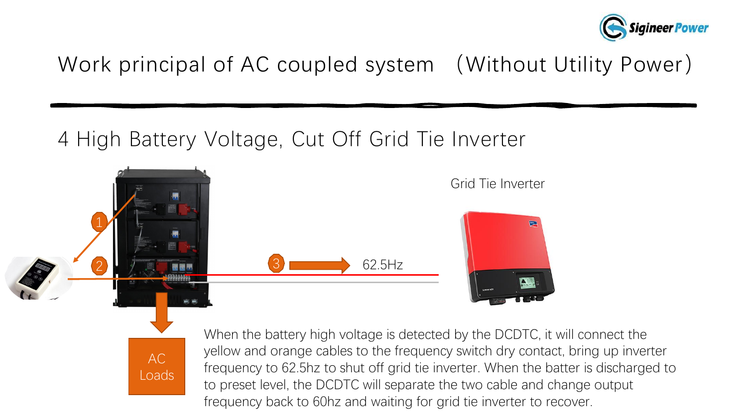# Work principal of AC coupled system （Without Utility Power）

## 4 High Battery Voltage, Cut Off Grid Tie Inverter

Grid Tie Inverter

1

2

3

62.5Hz

AC Loads

When the battery high voltage is detected by the DCDTC, it will connect the yellow and orange cables to the frequency switch dry contact, bring up inverter frequency to 62.5hz to shut off grid tie inverter. When the batter is discharged to to preset level, the DCDTC will separate the two cable and change output frequency back to 60hz and waiting for grid tie inverter to recover.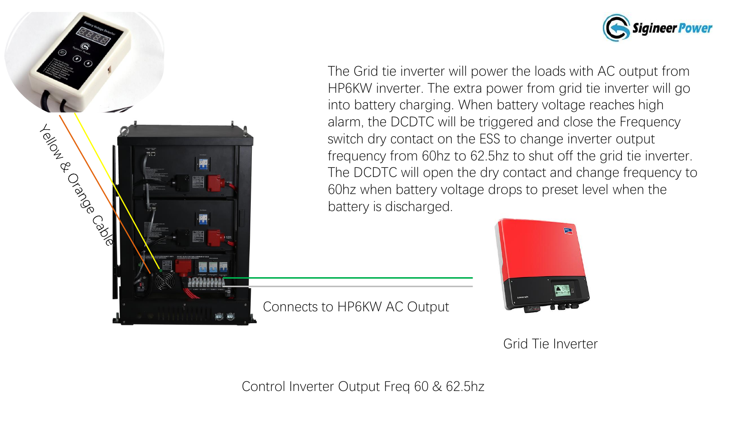Yellow & Orange Cable

The Grid tie inverter will power the loads with AC output from HP6KW inverter. The extra power from grid tie inverter will go into battery charging. When battery voltage reaches high alarm, the DCDTC will be triggered and close the Frequency switch dry contact on the ESS to change inverter output frequency from 60hz to 62.5hz to shut off the grid tie inverter. The DCDTC will open the dry contact and change frequency to 60hz when battery voltage drops to preset level when the battery is discharged.

Connects to HP6KW AC Output

Grid Tie Inverter

Control Inverter Output Freq 60 & 62.5hz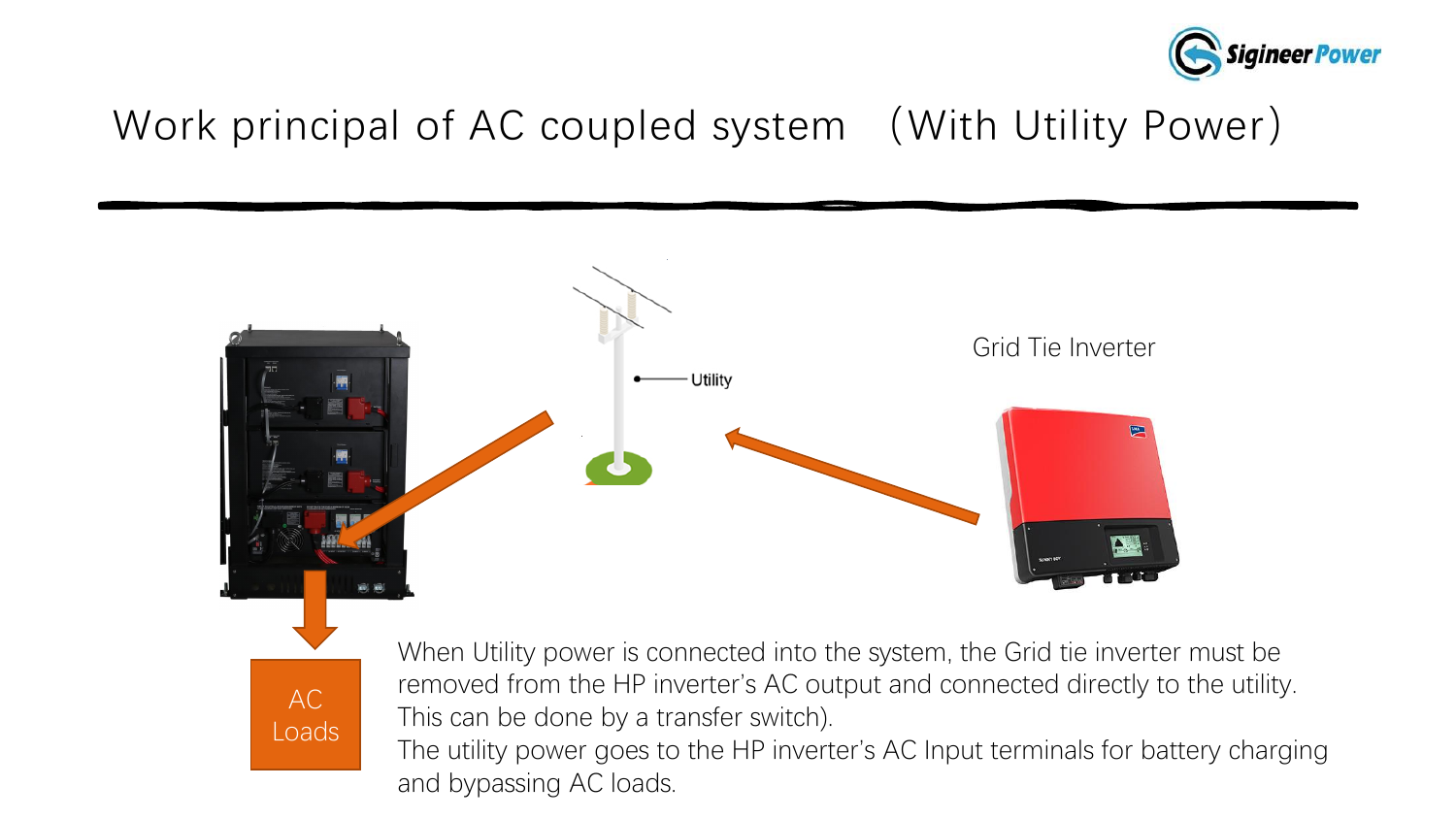# Work principal of AC coupled system （With Utility Power）

Utility

Grid Tie Inverter

AC Loads

When Utility power is connected into the system, the Grid tie inverter must be removed from the HP inverter's AC output and connected directly to the utility. This can be done by a transfer switch).

The utility power goes to the HP inverter's AC Input terminals for battery charging and bypassing AC loads.